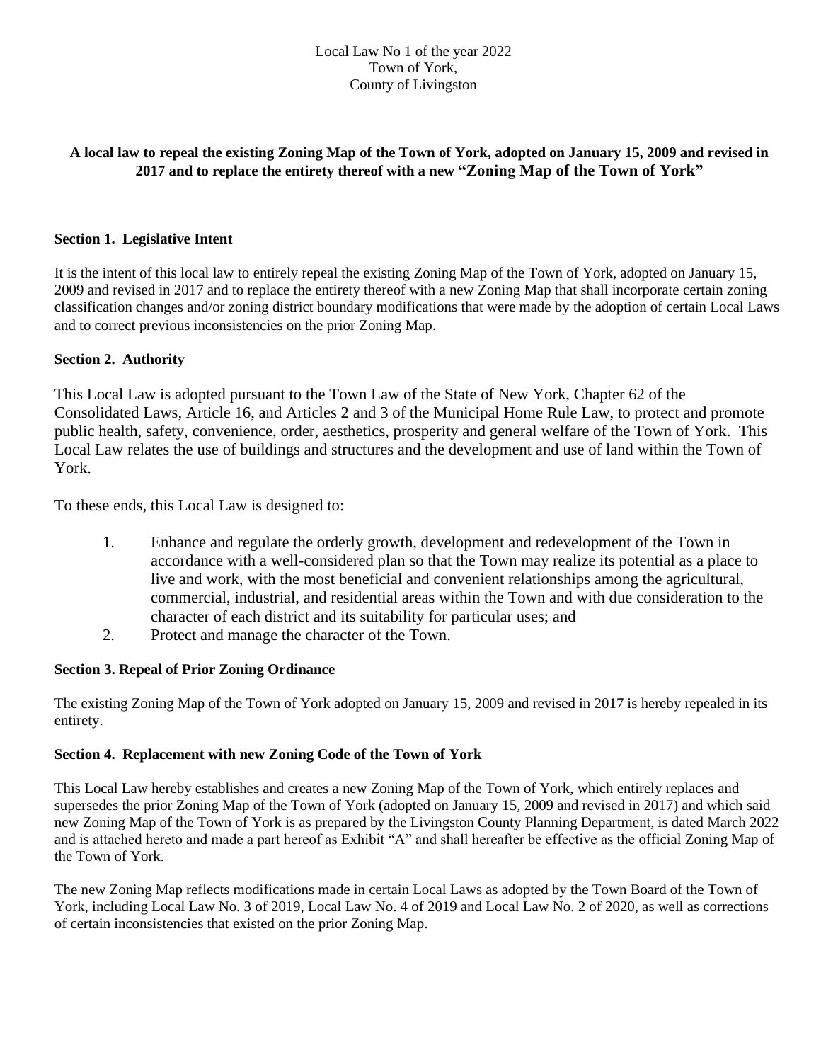Local Law No 1 of the year 2022
Town of York,
County of Livingston

**A local law to repeal the existing Zoning Map of the Town of York, adopted on January 15, 2009 and revised in 2017 and to replace the entirety thereof with a new "Zoning Map of the Town of York"**

**Section 1. Legislative Intent**

It is the intent of this local law to entirely repeal the existing Zoning Map of the Town of York, adopted on January 15, 2009 and revised in 2017 and to replace the entirety thereof with a new Zoning Map that shall incorporate certain zoning classification changes and/or zoning district boundary modifications that were made by the adoption of certain Local Laws and to correct previous inconsistencies on the prior Zoning Map.

**Section 2. Authority**

This Local Law is adopted pursuant to the Town Law of the State of New York, Chapter 62 of the Consolidated Laws, Article 16, and Articles 2 and 3 of the Municipal Home Rule Law, to protect and promote public health, safety, convenience, order, aesthetics, prosperity and general welfare of the Town of York. This Local Law relates the use of buildings and structures and the development and use of land within the Town of York.

To these ends, this Local Law is designed to:

1. Enhance and regulate the orderly growth, development and redevelopment of the Town in accordance with a well-considered plan so that the Town may realize its potential as a place to live and work, with the most beneficial and convenient relationships among the agricultural, commercial, industrial, and residential areas within the Town and with due consideration to the character of each district and its suitability for particular uses; and
2. Protect and manage the character of the Town.

**Section 3. Repeal of Prior Zoning Ordinance**

The existing Zoning Map of the Town of York adopted on January 15, 2009 and revised in 2017 is hereby repealed in its entirety.

**Section 4. Replacement with new Zoning Code of the Town of York**

This Local Law hereby establishes and creates a new Zoning Map of the Town of York, which entirely replaces and supersedes the prior Zoning Map of the Town of York (adopted on January 15, 2009 and revised in 2017) and which said new Zoning Map of the Town of York is as prepared by the Livingston County Planning Department, is dated March 2022 and is attached hereto and made a part hereof as Exhibit "A" and shall hereafter be effective as the official Zoning Map of the Town of York.

The new Zoning Map reflects modifications made in certain Local Laws as adopted by the Town Board of the Town of York, including Local Law No. 3 of 2019, Local Law No. 4 of 2019 and Local Law No. 2 of 2020, as well as corrections of certain inconsistencies that existed on the prior Zoning Map.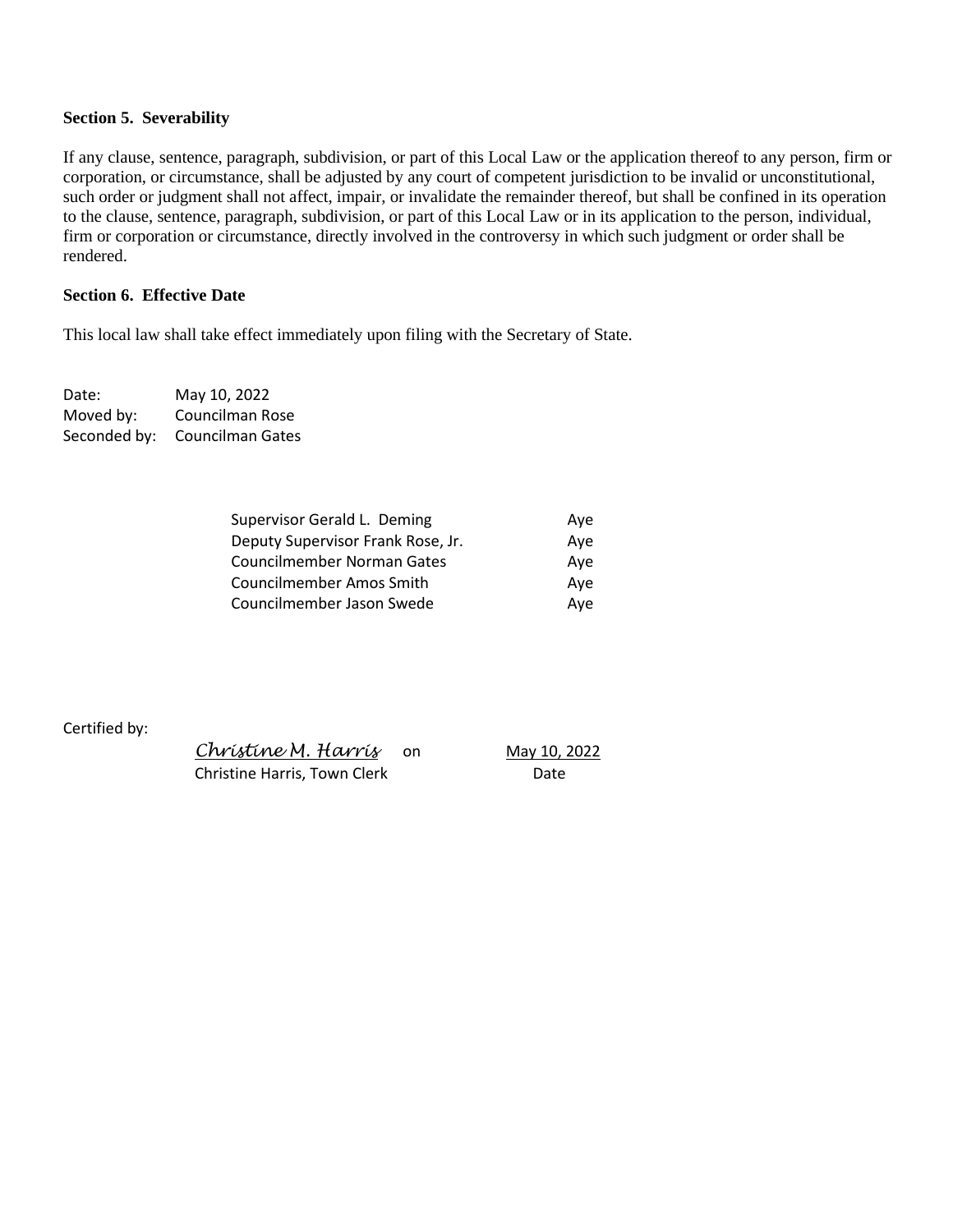**Section 5. Severability**

If any clause, sentence, paragraph, subdivision, or part of this Local Law or the application thereof to any person, firm or corporation, or circumstance, shall be adjusted by any court of competent jurisdiction to be invalid or unconstitutional, such order or judgment shall not affect, impair, or invalidate the remainder thereof, but shall be confined in its operation to the clause, sentence, paragraph, subdivision, or part of this Local Law or in its application to the person, individual, firm or corporation or circumstance, directly involved in the controversy in which such judgment or order shall be rendered.

**Section 6. Effective Date**

This local law shall take effect immediately upon filing with the Secretary of State.

Date: May 10, 2022
Moved by: Councilman Rose
Seconded by: Councilman Gates

| | |
|---|---|
| Supervisor Gerald L. Deming | Aye |
| Deputy Supervisor Frank Rose, Jr. | Aye |
| Councilmember Norman Gates | Aye |
| Councilmember Amos Smith | Aye |
| Councilmember Jason Swede | Aye |

Certified by:

*Christine M. Harris* on May 10, 2022

Christine Harris, Town Clerk Date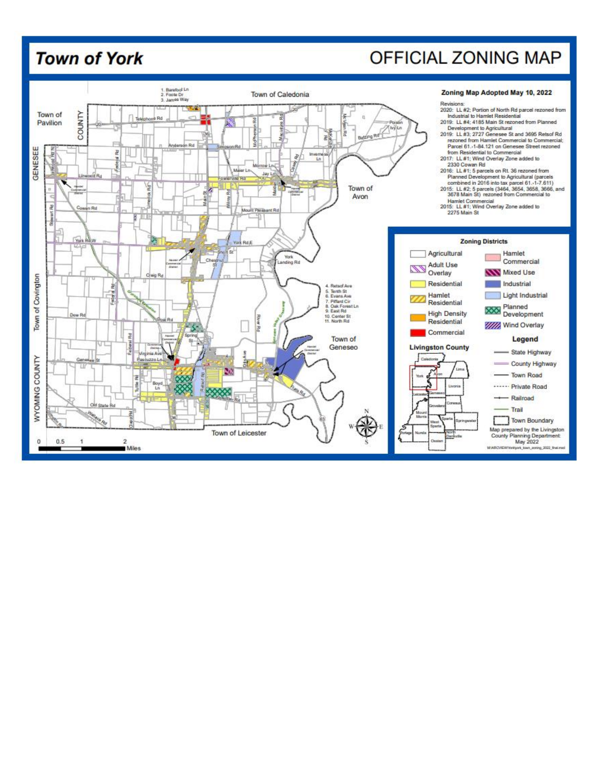# Town of York

# OFFICIAL ZONING MAP

**Zoning Map Adopted May 10, 2022**

Revisions:

2020: LL #2; Portion of North Rd parcel rezoned from Industrial to Hamlet Residential

2019: LL #4; 4185 Main St rezoned from Planned Development to Agricultural

2019: LL #3; 2727 Genesee St and 3695 Retsof Rd rezoned from Hamlet Commercial to Commercial; Parcel 61.-1-84.121 on Genesee Street rezoned from Residential to Commercial

2017: LL #1; Wind Overlay Zone added to 2330 Cowan Rd

2016: LL #1; 5 parcels on Rt. 36 rezoned from Planned Development to Agricultural (parcels combined in 2016 into tax parcel 61.-1-7.611)

2015: LL #2; 5 parcels (3464, 3654, 3658, 3666, and 3678 Main St) rezoned from Commercial to Hamlet Commercial

2015: LL #1; Wind Overlay Zone added to 2275 Main St

**Zoning Districts**

- Agricultural
- Adult Use Overlay
- Residential
- Hamlet Residential
- High Density Residential
- Commercial
- Hamlet Commercial
- Mixed Use
- Industrial
- Light Industrial
- Planned Development
- Wind Overlay

**Legend**

- State Highway
- County Highway
- Town Road
- Private Road
- Railroad
- Trail
- Town Boundary

**Livingston County**

Map prepared by the Livingston County Planning Department: May 2022

M:\ARCVIEW\York\york_town_zoning_2022_final.mxd

1. Barefoot Ln
2. Foote Dr
3. James Way

4. Retsof Ave
5. Tenth St
6. Evans Ave
7. Piffard Cir
8. Oak Forest Ln
9. East Rd
10. Center St
11. North Rd

Town of Caledonia

Town of Pavilion

Town of Avon

Town of Geneseo

Town of Leicester

Town of Covington

GENESEE COUNTY

WYOMING COUNTY

0 0.5 1 2 Miles